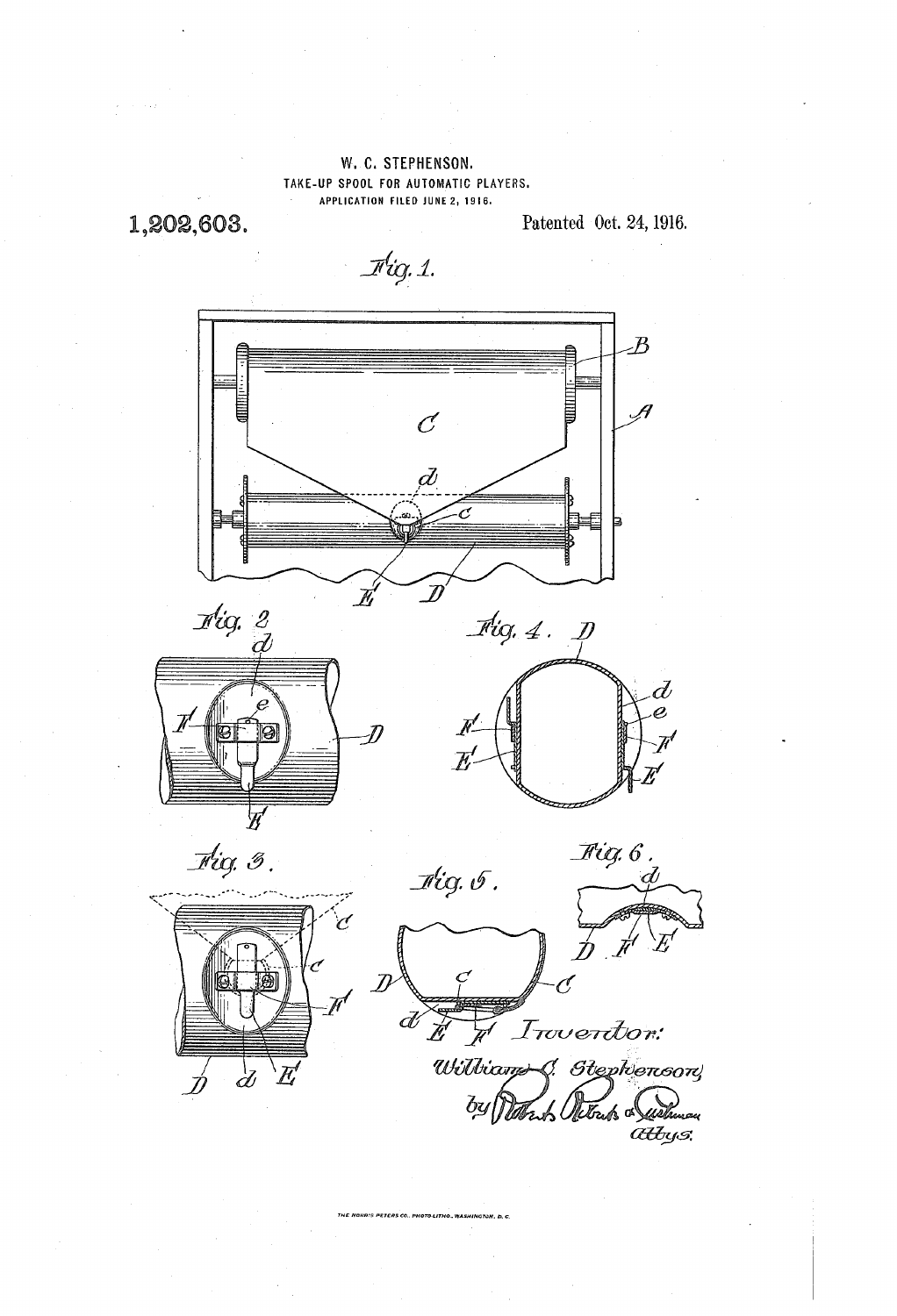W. C. STEPHENSON.

TAKE-UP SPOOL FOR AUTOMATIC PLAYERS.

APPLICATION FILED JUNE 2, 1916.

**1,202,603.**

Patented Oct. 24, 1916.

Fig. 1.

Fig. 2

Fig. 3.

Fig. 4.

Fig. 5.

Fig. 6.

Inventor:
William C. Stephenson
by Roberts Roberts & Cushman
Attys.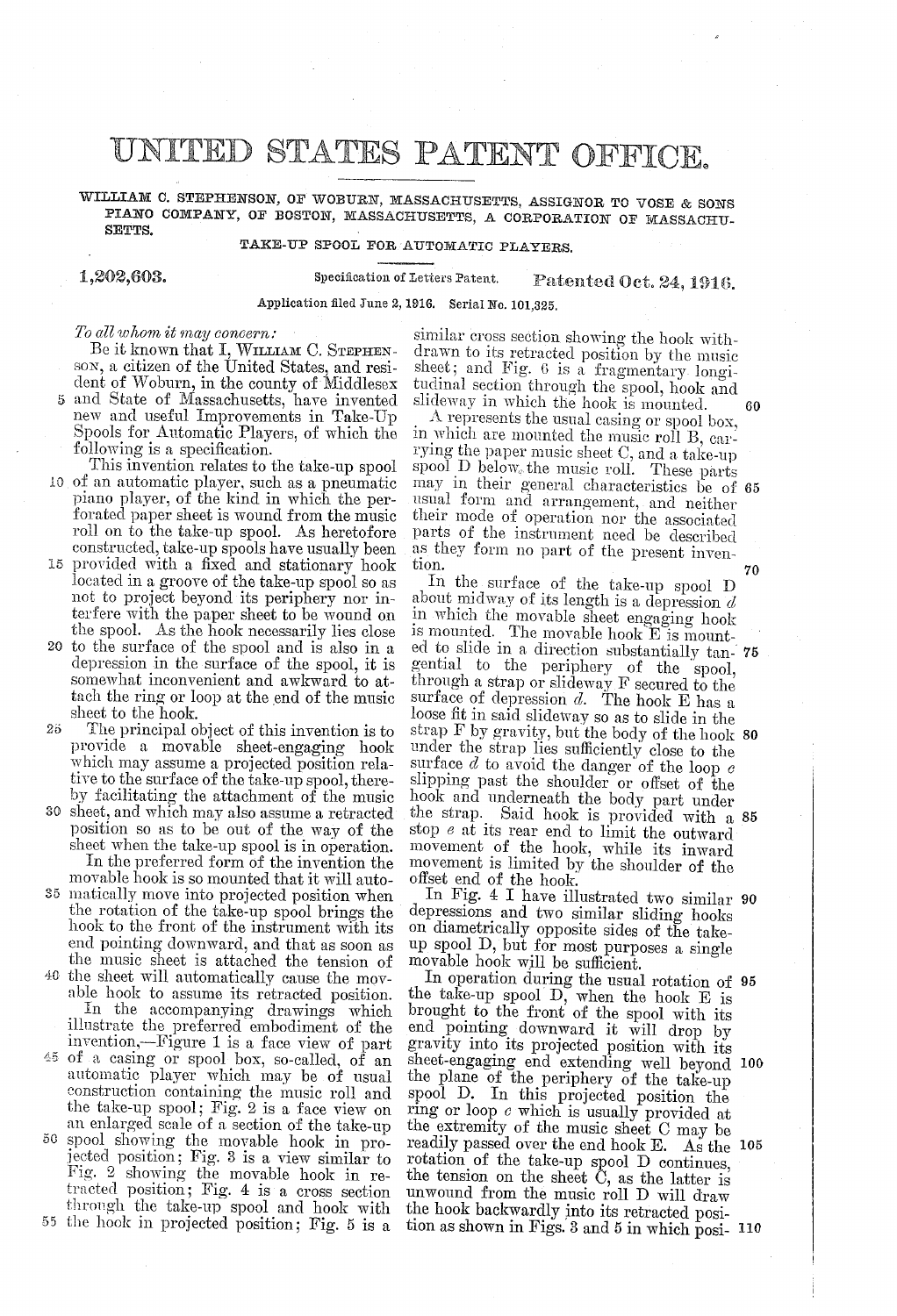# UNITED STATES PATENT OFFICE.

WILLIAM C. STEPHENSON, OF WOBURN, MASSACHUSETTS, ASSIGNOR TO VOSE & SONS PIANO COMPANY, OF BOSTON, MASSACHUSETTS, A CORPORATION OF MASSACHUSETTS.

## TAKE-UP SPOOL FOR AUTOMATIC PLAYERS.

**1,202,603.** Specification of Letters Patent. **Patented Oct. 24, 1916.**

Application filed June 2, 1916. Serial No. 101,325.

*To all whom it may concern:*

Be it known that I, WILLIAM C. STEPHENSON, a citizen of the United States, and resident of Woburn, in the county of Middlesex and State of Massachusetts, have invented new and useful Improvements in Take-Up Spools for Automatic Players, of which the following is a specification.

This invention relates to the take-up spool of an automatic player, such as a pneumatic piano player, of the kind in which the perforated paper sheet is wound from the music roll on to the take-up spool. As heretofore constructed, take-up spools have usually been provided with a fixed and stationary hook located in a groove of the take-up spool so as not to project beyond its periphery nor interfere with the paper sheet to be wound on the spool. As the hook necessarily lies close to the surface of the spool and is also in a depression in the surface of the spool, it is somewhat inconvenient and awkward to attach the ring or loop at the end of the music sheet to the hook.

The principal object of this invention is to provide a movable sheet-engaging hook which may assume a projected position relative to the surface of the take-up spool, thereby facilitating the attachment of the music sheet, and which may also assume a retracted position so as to be out of the way of the sheet when the take-up spool is in operation.

In the preferred form of the invention the movable hook is so mounted that it will automatically move into projected position when the rotation of the take-up spool brings the hook to the front of the instrument with its end pointing downward, and that as soon as the music sheet is attached the tension of the sheet will automatically cause the movable hook to assume its retracted position.

In the accompanying drawings which illustrate the preferred embodiment of the invention,—Figure 1 is a face view of part of a casing or spool box, so-called, of an automatic player which may be of usual construction containing the music roll and the take-up spool; Fig. 2 is a face view on an enlarged scale of a section of the take-up spool showing the movable hook in projected position; Fig. 3 is a view similar to Fig. 2 showing the movable hook in retracted position; Fig. 4 is a cross section through the take-up spool and hook with the hook in projected position; Fig. 5 is a similar cross section showing the hook withdrawn to its retracted position by the music sheet; and Fig. 6 is a fragmentary longitudinal section through the spool, hook and slideway in which the hook is mounted.

A represents the usual casing or spool box, in which are mounted the music roll B, carrying the paper music sheet C, and a take-up spool D below the music roll. These parts may in their general characteristics be of usual form and arrangement, and neither their mode of operation nor the associated parts of the instrument need be described as they form no part of the present invention.

In the surface of the take-up spool D about midway of its length is a depression *d* in which the movable sheet engaging hook is mounted. The movable hook E is mounted to slide in a direction substantially tangential to the periphery of the spool, through a strap or slideway F secured to the surface of depression *d*. The hook E has a loose fit in said slideway so as to slide in the strap F by gravity, but the body of the hook under the strap lies sufficiently close to the surface *d* to avoid the danger of the loop *c* slipping past the shoulder or offset of the hook and underneath the body part under the strap. Said hook is provided with a stop *e* at its rear end to limit the outward movement of the hook, while its inward movement is limited by the shoulder of the offset end of the hook.

In Fig. 4 I have illustrated two similar depressions and two similar sliding hooks on diametrically opposite sides of the take-up spool D, but for most purposes a single movable hook will be sufficient.

In operation during the usual rotation of the take-up spool D, when the hook E is brought to the front of the spool with its end pointing downward it will drop by gravity into its projected position with its sheet-engaging end extending well beyond the plane of the periphery of the take-up spool D. In this projected position the ring or loop *c* which is usually provided at the extremity of the music sheet C may be readily passed over the end hook E. As the rotation of the take-up spool D continues, the tension on the sheet C, as the latter is unwound from the music roll D will draw the hook backwardly into its retracted position as shown in Figs. 3 and 5 in which posi-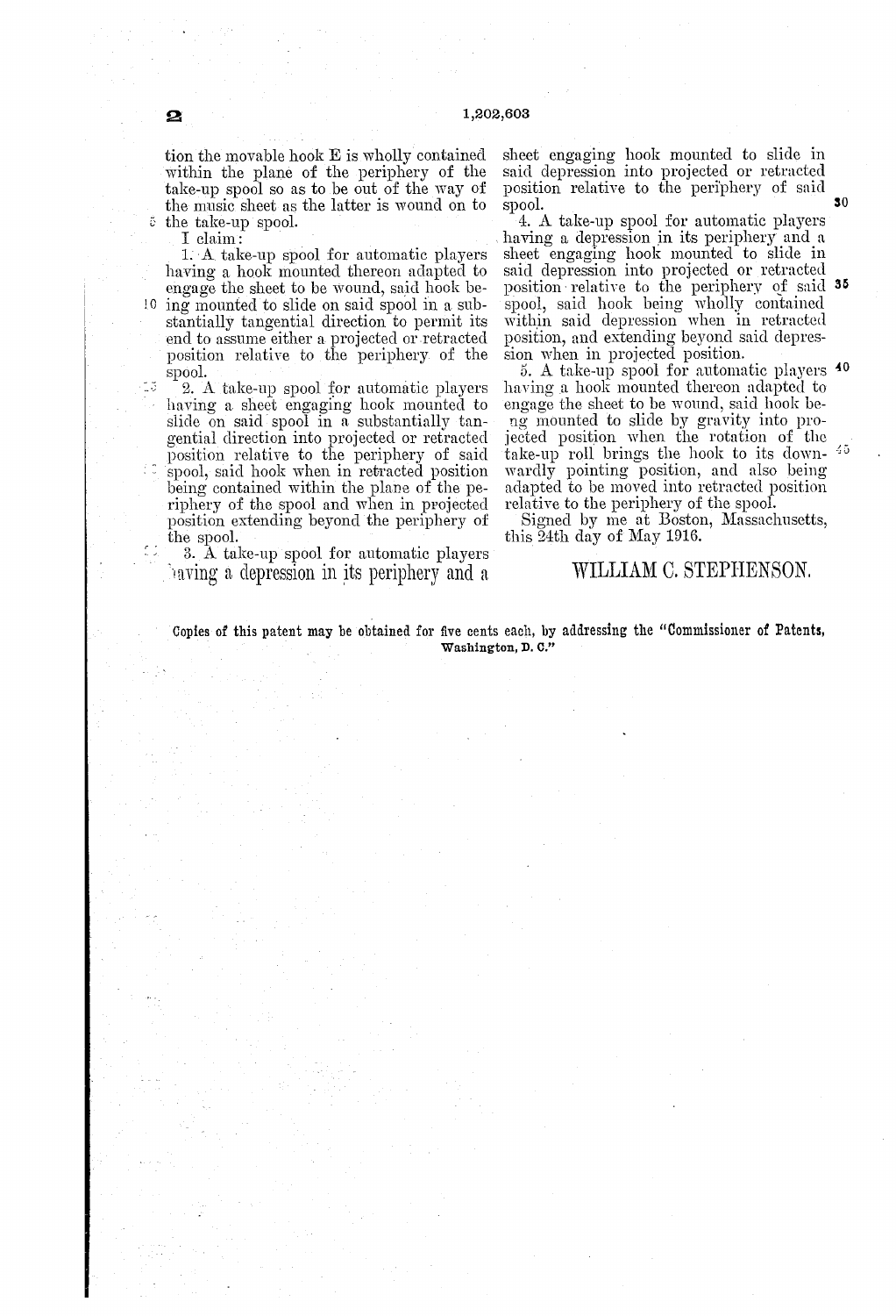tion the movable hook E is wholly contained within the plane of the periphery of the take-up spool so as to be out of the way of the music sheet as the latter is wound on to the take-up spool.

I claim:

1. A take-up spool for automatic players having a hook mounted thereon adapted to engage the sheet to be wound, said hook being mounted to slide on said spool in a substantially tangential direction to permit its end to assume either a projected or retracted position relative to the periphery of the spool.

2. A take-up spool for automatic players having a sheet engaging hook mounted to slide on said spool in a substantially tangential direction into projected or retracted position relative to the periphery of said spool, said hook when in retracted position being contained within the plane of the periphery of the spool and when in projected position extending beyond the periphery of the spool.

3. A take-up spool for automatic players having a depression in its periphery and a sheet engaging hook mounted to slide in said depression into projected or retracted position relative to the periphery of said spool.

4. A take-up spool for automatic players having a depression in its periphery and a sheet engaging hook mounted to slide in said depression into projected or retracted position relative to the periphery of said spool, said hook being wholly contained within said depression when in retracted position, and extending beyond said depression when in projected position.

5. A take-up spool for automatic players having a hook mounted thereon adapted to engage the sheet to be wound, said hook being mounted to slide by gravity into projected position when the rotation of the take-up roll brings the hook to its downwardly pointing position, and also being adapted to be moved into retracted position relative to the periphery of the spool.

Signed by me at Boston, Massachusetts, this 24th day of May 1916.

WILLIAM C. STEPHENSON.

Copies of this patent may be obtained for five cents each, by addressing the "Commissioner of Patents, Washington, D. C."